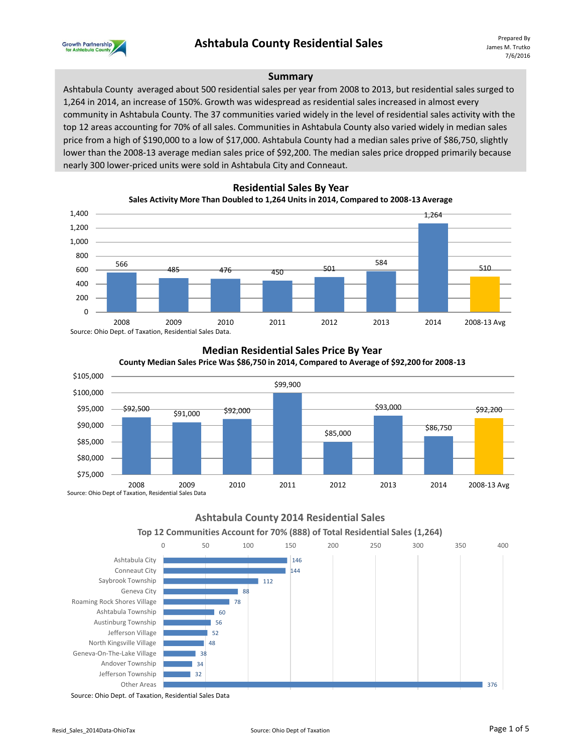# Ashtabula County Residential Sales

Prepared By
James M. Trutko
7/6/2016

## Summary

Ashtabula County averaged about 500 residential sales per year from 2008 to 2013, but residential sales surged to 1,264 in 2014, an increase of 150%. Growth was widespread as residential sales increased in almost every community in Ashtabula County. The 37 communities varied widely in the level of residential sales activity with the top 12 areas accounting for 70% of all sales. Communities in Ashtabula County also varied widely in median sales price from a high of $190,000 to a low of $17,000. Ashtabula County had a median sales prive of $86,750, slightly lower than the 2008-13 average median sales price of $92,200. The median sales price dropped primarily because nearly 300 lower-priced units were sold in Ashtabula City and Conneaut.

## Residential Sales By Year

**Sales Activity More Than Doubled to 1,264 Units in 2014, Compared to 2008-13 Average**

| Year | Residential Sales |
|---|---|
| 2008 | 566 |
| 2009 | 485 |
| 2010 | 476 |
| 2011 | 450 |
| 2012 | 501 |
| 2013 | 584 |
| 2014 | 1,264 |
| 2008-13 Avg | 510 |

Source: Ohio Dept. of Taxation, Residential Sales Data.

## Median Residential Sales Price By Year

**County Median Sales Price Was $86,750 in 2014, Compared to Average of $92,200 for 2008-13**

| Year | Median Sales Price |
|---|---|
| 2008 | $92,500 |
| 2009 | $91,000 |
| 2010 | $92,000 |
| 2011 | $99,900 |
| 2012 | $85,000 |
| 2013 | $93,000 |
| 2014 | $86,750 |
| 2008-13 Avg | $92,200 |

Source: Ohio Dept of Taxation, Residential Sales Data

## Ashtabula County 2014 Residential Sales

**Top 12 Communities Account for 70% (888) of Total Residential Sales (1,264)**

| Community | Sales |
|---|---|
| Ashtabula City | 146 |
| Conneaut City | 144 |
| Saybrook Township | 112 |
| Geneva City | 88 |
| Roaming Rock Shores Village | 78 |
| Ashtabula Township | 60 |
| Austinburg Township | 56 |
| Jefferson Village | 52 |
| North Kingsville Village | 48 |
| Geneva-On-The-Lake Village | 38 |
| Andover Township | 34 |
| Jefferson Township | 32 |
| Other Areas | 376 |

Source: Ohio Dept. of Taxation, Residential Sales Data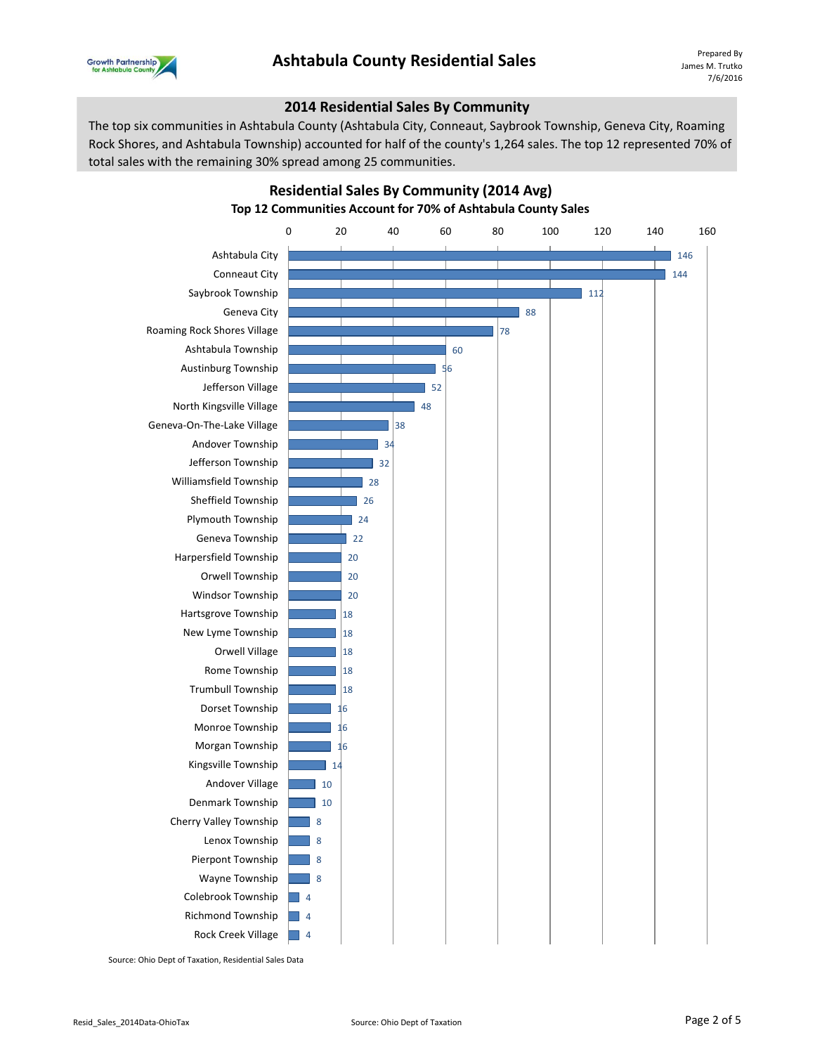# Ashtabula County Residential Sales

Prepared By
James M. Trutko
7/6/2016

## 2014 Residential Sales By Community

The top six communities in Ashtabula County (Ashtabula City, Conneaut, Saybrook Township, Geneva City, Roaming Rock Shores, and Ashtabula Township) accounted for half of the county's 1,264 sales. The top 12 represented 70% of total sales with the remaining 30% spread among 25 communities.

### Residential Sales By Community (2014 Avg)

**Top 12 Communities Account for 70% of Ashtabula County Sales**

| Community | Sales |
|---|---|
| Ashtabula City | 146 |
| Conneaut City | 144 |
| Saybrook Township | 112 |
| Geneva City | 88 |
| Roaming Rock Shores Village | 78 |
| Ashtabula Township | 60 |
| Austinburg Township | 56 |
| Jefferson Village | 52 |
| North Kingsville Village | 48 |
| Geneva-On-The-Lake Village | 38 |
| Andover Township | 34 |
| Jefferson Township | 32 |
| Williamsfield Township | 28 |
| Sheffield Township | 26 |
| Plymouth Township | 24 |
| Geneva Township | 22 |
| Harpersfield Township | 20 |
| Orwell Township | 20 |
| Windsor Township | 20 |
| Hartsgrove Township | 18 |
| New Lyme Township | 18 |
| Orwell Village | 18 |
| Rome Township | 18 |
| Trumbull Township | 18 |
| Dorset Township | 16 |
| Monroe Township | 16 |
| Morgan Township | 16 |
| Kingsville Township | 14 |
| Andover Village | 10 |
| Denmark Township | 10 |
| Cherry Valley Township | 8 |
| Lenox Township | 8 |
| Pierpont Township | 8 |
| Wayne Township | 8 |
| Colebrook Township | 4 |
| Richmond Township | 4 |
| Rock Creek Village | 4 |

Source: Ohio Dept of Taxation, Residential Sales Data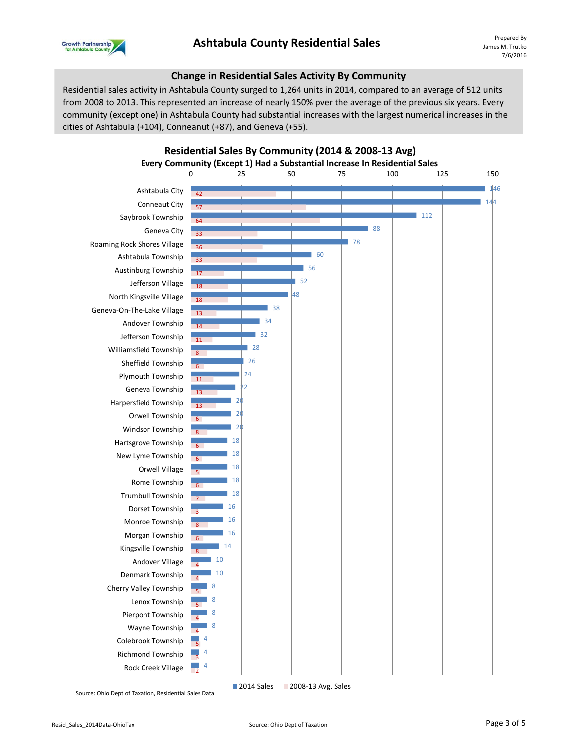# Ashtabula County Residential Sales

Prepared By
James M. Trutko
7/6/2016

## Change in Residential Sales Activity By Community

Residential sales activity in Ashtabula County surged to 1,264 units in 2014, compared to an average of 512 units from 2008 to 2013. This represented an increase of nearly 150% pver the average of the previous six years. Every community (except one) in Ashtabula County had substantial increases with the largest numerical increases in the cities of Ashtabula (+104), Conneaut (+87), and Geneva (+55).

### Residential Sales By Community (2014 & 2008-13 Avg)

**Every Community (Except 1) Had a Substantial Increase In Residential Sales**

| Community | 2014 Sales | 2008-13 Avg. Sales |
|---|---|---|
| Ashtabula City | 146 | 42 |
| Conneaut City | 144 | 57 |
| Saybrook Township | 112 | 64 |
| Geneva City | 88 | 33 |
| Roaming Rock Shores Village | 78 | 36 |
| Ashtabula Township | 60 | 33 |
| Austinburg Township | 56 | 17 |
| Jefferson Village | 52 | 18 |
| North Kingsville Village | 48 | 18 |
| Geneva-On-The-Lake Village | 38 | 13 |
| Andover Township | 34 | 14 |
| Jefferson Township | 32 | 11 |
| Williamsfield Township | 28 | 8 |
| Sheffield Township | 26 | 6 |
| Plymouth Township | 24 | 11 |
| Geneva Township | 22 | 13 |
| Harpersfield Township | 20 | 13 |
| Orwell Township | 20 | 6 |
| Windsor Township | 20 | 8 |
| Hartsgrove Township | 18 | 6 |
| New Lyme Township | 18 | 6 |
| Orwell Village | 18 | 5 |
| Rome Township | 18 | 6 |
| Trumbull Township | 18 | 7 |
| Dorset Township | 16 | 3 |
| Monroe Township | 16 | 8 |
| Morgan Township | 16 | 6 |
| Kingsville Township | 14 | 8 |
| Andover Village | 10 | 4 |
| Denmark Township | 10 | 4 |
| Cherry Valley Township | 8 | 5 |
| Lenox Township | 8 | 5 |
| Pierpont Township | 8 | 4 |
| Wayne Township | 8 | 4 |
| Colebrook Township | 4 | 5 |
| Richmond Township | 4 | 3 |
| Rock Creek Village | 4 | 2 |

Source: Ohio Dept of Taxation, Residential Sales Data

Resid_Sales_2014Data-OhioTax

Source: Ohio Dept of Taxation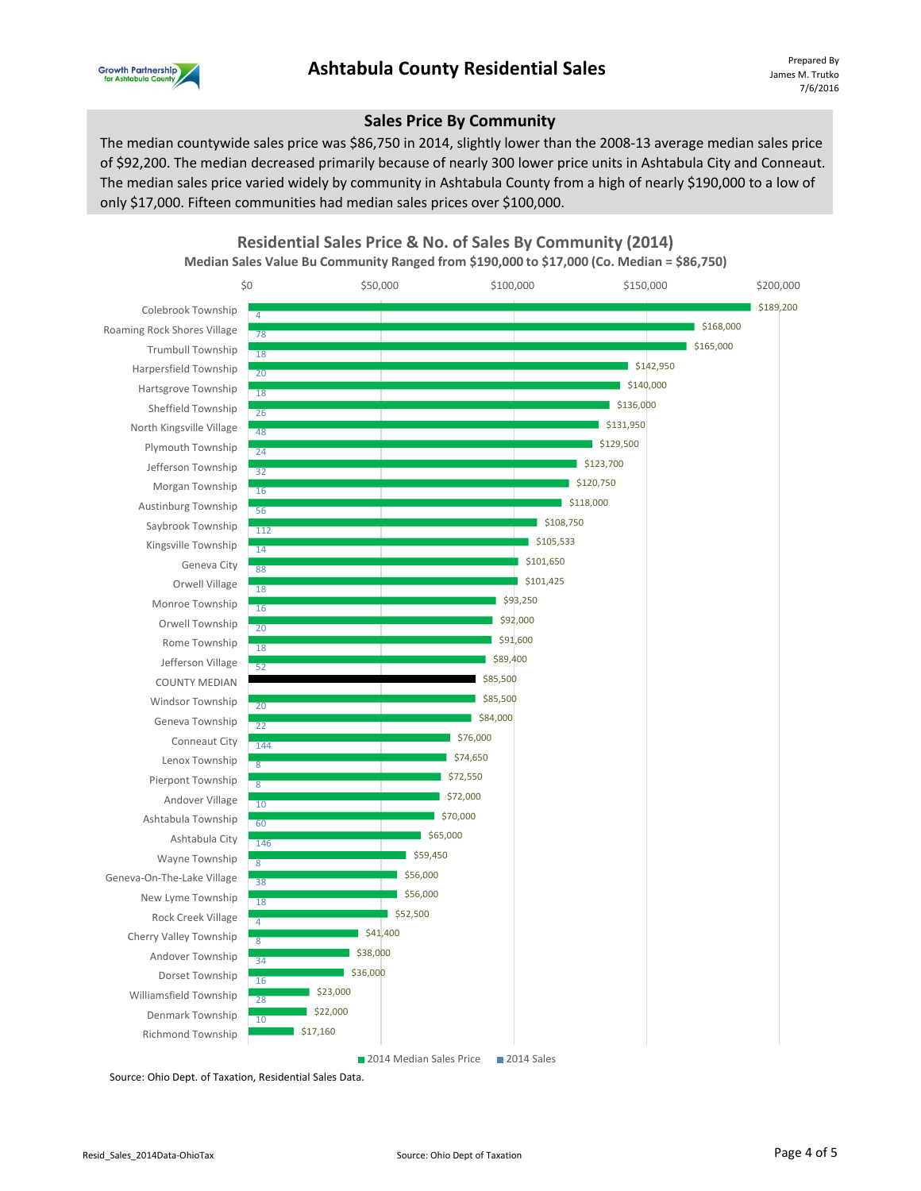## Sales Price By Community

The median countywide sales price was $86,750 in 2014, slightly lower than the 2008-13 average median sales price of $92,200. The median decreased primarily because of nearly 300 lower price units in Ashtabula City and Conneaut. The median sales price varied widely by community in Ashtabula County from a high of nearly $190,000 to a low of only $17,000. Fifteen communities had median sales prices over $100,000.

### Residential Sales Price & No. of Sales By Community (2014)

**Median Sales Value Bu Community Ranged from $190,000 to $17,000 (Co. Median = $86,750)**

| Community | 2014 Median Sales Price | 2014 Sales |
|---|---|---|
| Colebrook Township | $189,200 | 4 |
| Roaming Rock Shores Village | $168,000 | 78 |
| Trumbull Township | $165,000 | 18 |
| Harpersfield Township | $142,950 | 20 |
| Hartsgrove Township | $140,000 | 18 |
| Sheffield Township | $136,000 | 26 |
| North Kingsville Village | $131,950 | 48 |
| Plymouth Township | $129,500 | 24 |
| Jefferson Township | $123,700 | 32 |
| Morgan Township | $120,750 | 16 |
| Austinburg Township | $118,000 | 56 |
| Saybrook Township | $108,750 | 112 |
| Kingsville Township | $105,533 | 14 |
| Geneva City | $101,650 | 88 |
| Orwell Village | $101,425 | 18 |
| Monroe Township | $93,250 | 16 |
| Orwell Township | $92,000 | 20 |
| Rome Township | $91,600 | 18 |
| Jefferson Village | $89,400 | 52 |
| COUNTY MEDIAN | $85,500 | |
| Windsor Township | $85,500 | 20 |
| Geneva Township | $84,000 | 22 |
| Conneaut City | $76,000 | 144 |
| Lenox Township | $74,650 | 8 |
| Pierpont Township | $72,550 | 8 |
| Andover Village | $72,000 | 10 |
| Ashtabula Township | $70,000 | 60 |
| Ashtabula City | $65,000 | 146 |
| Wayne Township | $59,450 | 8 |
| Geneva-On-The-Lake Village | $56,000 | 38 |
| New Lyme Township | $56,000 | 18 |
| Rock Creek Village | $52,500 | 4 |
| Cherry Valley Township | $41,400 | 8 |
| Andover Township | $38,000 | 34 |
| Dorset Township | $36,000 | 16 |
| Williamsfield Township | $23,000 | 28 |
| Denmark Township | $22,000 | 10 |
| Richmond Township | $17,160 | |

Source: Ohio Dept. of Taxation, Residential Sales Data.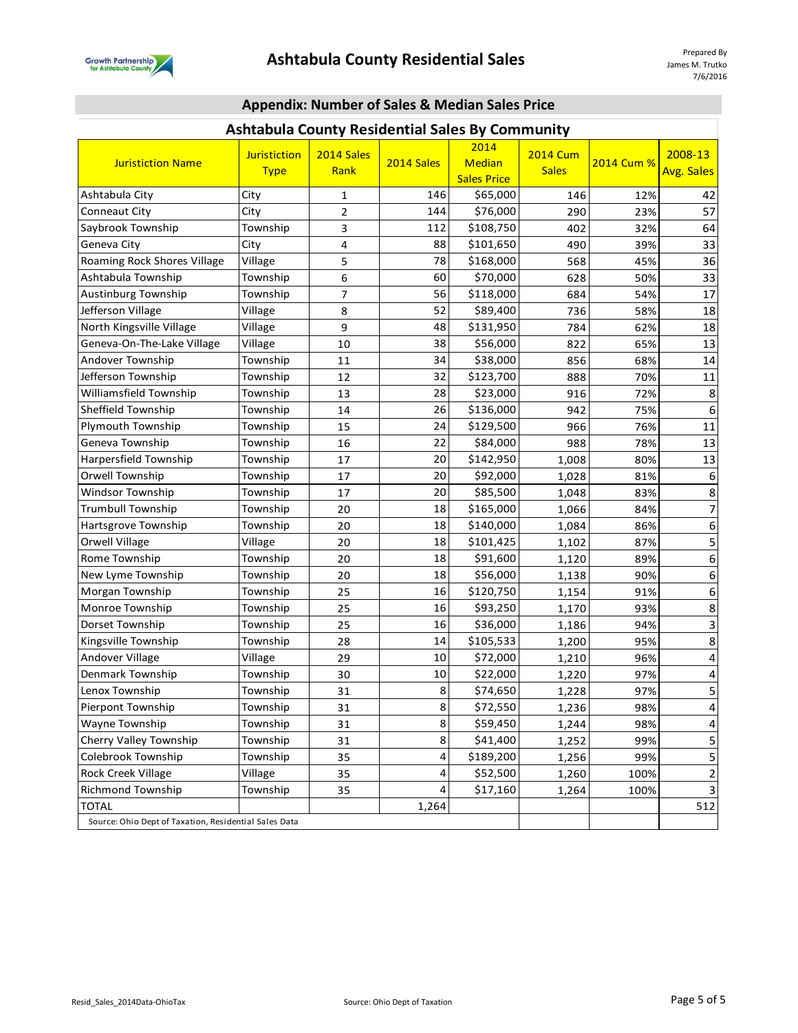## Appendix: Number of Sales & Median Sales Price

### Ashtabula County Residential Sales By Community

| Juristiction Name | Juristiction Type | 2014 Sales Rank | 2014 Sales | 2014 Median Sales Price | 2014 Cum Sales | 2014 Cum % | 2008-13 Avg. Sales |
|---|---|---|---|---|---|---|---|
| Ashtabula City | City | 1 | 146 | $65,000 | 146 | 12% | 42 |
| Conneaut City | City | 2 | 144 | $76,000 | 290 | 23% | 57 |
| Saybrook Township | Township | 3 | 112 | $108,750 | 402 | 32% | 64 |
| Geneva City | City | 4 | 88 | $101,650 | 490 | 39% | 33 |
| Roaming Rock Shores Village | Village | 5 | 78 | $168,000 | 568 | 45% | 36 |
| Ashtabula Township | Township | 6 | 60 | $70,000 | 628 | 50% | 33 |
| Austinburg Township | Township | 7 | 56 | $118,000 | 684 | 54% | 17 |
| Jefferson Village | Village | 8 | 52 | $89,400 | 736 | 58% | 18 |
| North Kingsville Village | Village | 9 | 48 | $131,950 | 784 | 62% | 18 |
| Geneva-On-The-Lake Village | Village | 10 | 38 | $56,000 | 822 | 65% | 13 |
| Andover Township | Township | 11 | 34 | $38,000 | 856 | 68% | 14 |
| Jefferson Township | Township | 12 | 32 | $123,700 | 888 | 70% | 11 |
| Williamsfield Township | Township | 13 | 28 | $23,000 | 916 | 72% | 8 |
| Sheffield Township | Township | 14 | 26 | $136,000 | 942 | 75% | 6 |
| Plymouth Township | Township | 15 | 24 | $129,500 | 966 | 76% | 11 |
| Geneva Township | Township | 16 | 22 | $84,000 | 988 | 78% | 13 |
| Harpersfield Township | Township | 17 | 20 | $142,950 | 1,008 | 80% | 13 |
| Orwell Township | Township | 17 | 20 | $92,000 | 1,028 | 81% | 6 |
| Windsor Township | Township | 17 | 20 | $85,500 | 1,048 | 83% | 8 |
| Trumbull Township | Township | 20 | 18 | $165,000 | 1,066 | 84% | 7 |
| Hartsgrove Township | Township | 20 | 18 | $140,000 | 1,084 | 86% | 6 |
| Orwell Village | Village | 20 | 18 | $101,425 | 1,102 | 87% | 5 |
| Rome Township | Township | 20 | 18 | $91,600 | 1,120 | 89% | 6 |
| New Lyme Township | Township | 20 | 18 | $56,000 | 1,138 | 90% | 6 |
| Morgan Township | Township | 25 | 16 | $120,750 | 1,154 | 91% | 6 |
| Monroe Township | Township | 25 | 16 | $93,250 | 1,170 | 93% | 8 |
| Dorset Township | Township | 25 | 16 | $36,000 | 1,186 | 94% | 3 |
| Kingsville Township | Township | 28 | 14 | $105,533 | 1,200 | 95% | 8 |
| Andover Village | Village | 29 | 10 | $72,000 | 1,210 | 96% | 4 |
| Denmark Township | Township | 30 | 10 | $22,000 | 1,220 | 97% | 4 |
| Lenox Township | Township | 31 | 8 | $74,650 | 1,228 | 97% | 5 |
| Pierpont Township | Township | 31 | 8 | $72,550 | 1,236 | 98% | 4 |
| Wayne Township | Township | 31 | 8 | $59,450 | 1,244 | 98% | 4 |
| Cherry Valley Township | Township | 31 | 8 | $41,400 | 1,252 | 99% | 5 |
| Colebrook Township | Township | 35 | 4 | $189,200 | 1,256 | 99% | 5 |
| Rock Creek Village | Village | 35 | 4 | $52,500 | 1,260 | 100% | 2 |
| Richmond Township | Township | 35 | 4 | $17,160 | 1,264 | 100% | 3 |
| TOTAL | | | 1,264 | | | | 512 |

Source: Ohio Dept of Taxation, Residential Sales Data